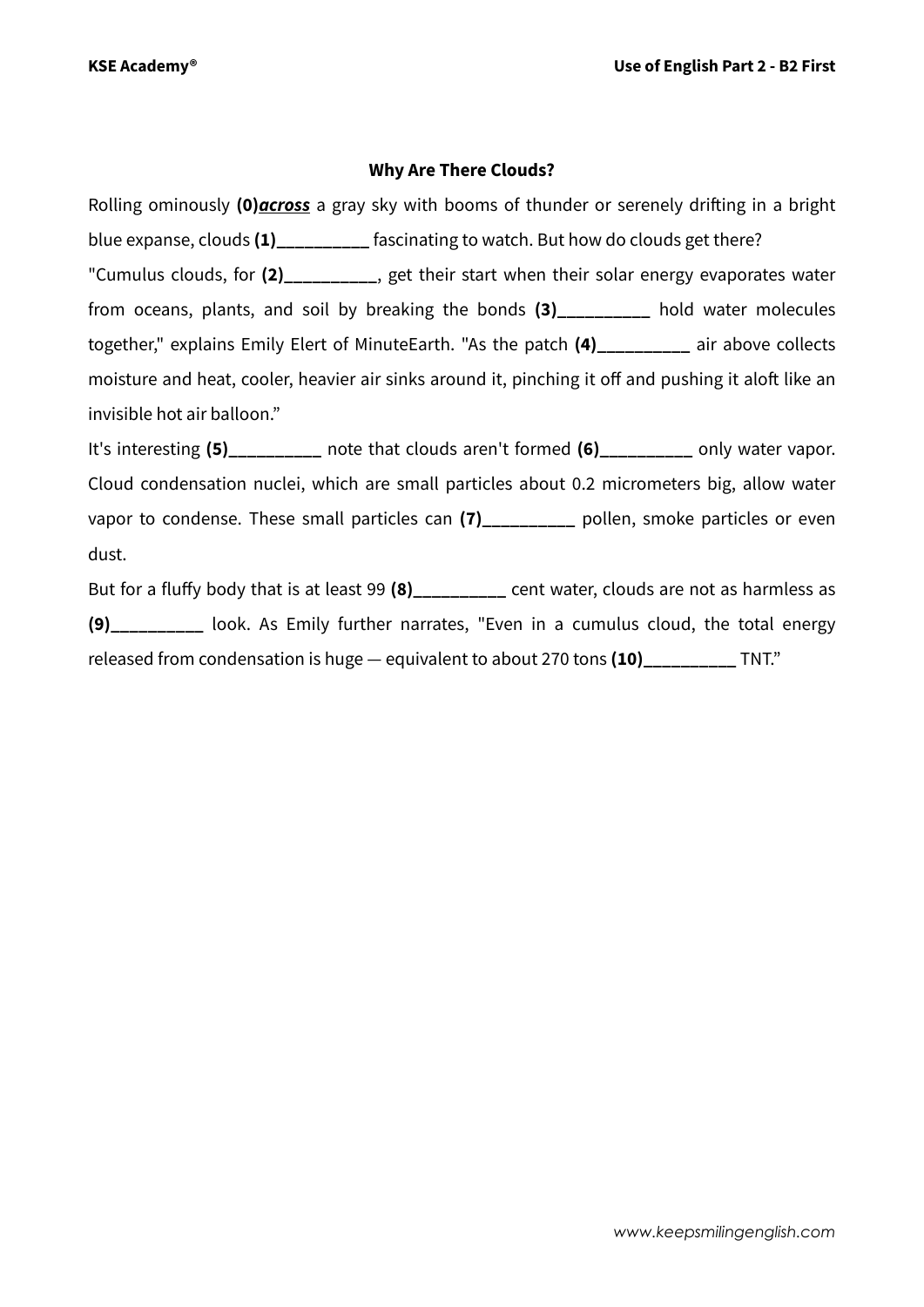### Why Are There Clouds?

Rolling ominously **(0)*__across__*** a gray sky with booms of thunder or serenely drifting in a bright blue expanse, clouds **(1)__________** fascinating to watch. But how do clouds get there?

"Cumulus clouds, for **(2)__________**, get their start when their solar energy evaporates water from oceans, plants, and soil by breaking the bonds **(3)__________** hold water molecules together," explains Emily Elert of MinuteEarth. "As the patch **(4)__________** air above collects moisture and heat, cooler, heavier air sinks around it, pinching it off and pushing it aloft like an invisible hot air balloon."

It's interesting **(5)__________** note that clouds aren't formed **(6)__________** only water vapor. Cloud condensation nuclei, which are small particles about 0.2 micrometers big, allow water vapor to condense. These small particles can **(7)__________** pollen, smoke particles or even dust.

But for a fluffy body that is at least 99 **(8)__________** cent water, clouds are not as harmless as **(9)__________** look. As Emily further narrates, "Even in a cumulus cloud, the total energy released from condensation is huge — equivalent to about 270 tons **(10)__________** TNT."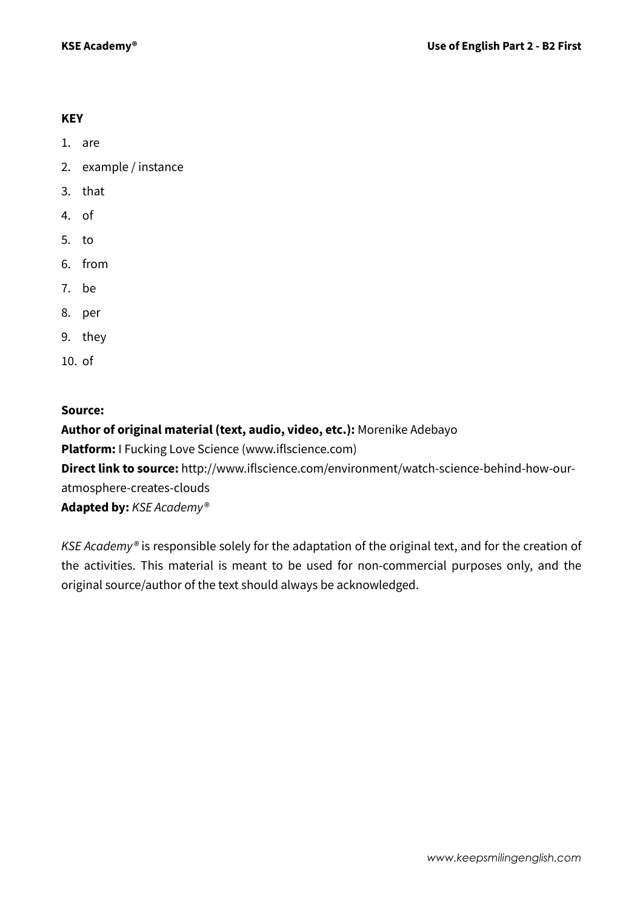**KEY**

1. are
2. example / instance
3. that
4. of
5. to
6. from
7. be
8. per
9. they
10. of

**Source:**

**Author of original material (text, audio, video, etc.):** Morenike Adebayo
**Platform:** I Fucking Love Science (www.iflscience.com)
**Direct link to source:** http://www.iflscience.com/environment/watch-science-behind-how-our-atmosphere-creates-clouds
**Adapted by:** *KSE Academy®*

*KSE Academy®* is responsible solely for the adaptation of the original text, and for the creation of the activities. This material is meant to be used for non-commercial purposes only, and the original source/author of the text should always be acknowledged.